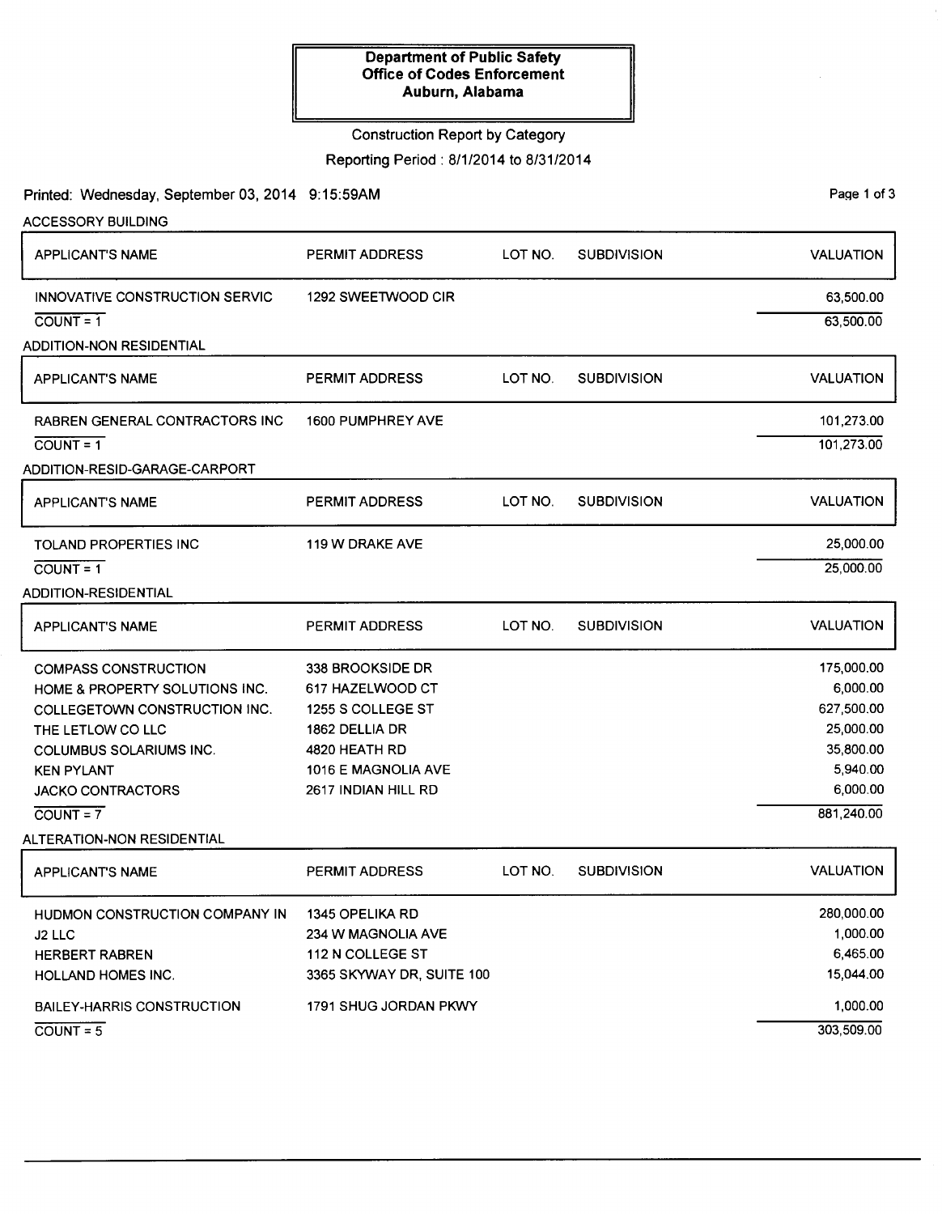**Department of Public Safety**
**Office of Codes Enforcement**
**Auburn, Alabama**

Construction Report by Category

Reporting Period : 8/1/2014 to 8/31/2014

Printed: Wednesday, September 03, 2014 9:15:59AM

## ACCESSORY BUILDING

| APPLICANT'S NAME | PERMIT ADDRESS | LOT NO. | SUBDIVISION | VALUATION |
|---|---|---|---|---|
| INNOVATIVE CONSTRUCTION SERVIC | 1292 SWEETWOOD CIR | | | 63,500.00 |
| COUNT = 1 | | | | 63,500.00 |

## ADDITION-NON RESIDENTIAL

| APPLICANT'S NAME | PERMIT ADDRESS | LOT NO. | SUBDIVISION | VALUATION |
|---|---|---|---|---|
| RABREN GENERAL CONTRACTORS INC | 1600 PUMPHREY AVE | | | 101,273.00 |
| COUNT = 1 | | | | 101,273.00 |

## ADDITION-RESID-GARAGE-CARPORT

| APPLICANT'S NAME | PERMIT ADDRESS | LOT NO. | SUBDIVISION | VALUATION |
|---|---|---|---|---|
| TOLAND PROPERTIES INC | 119 W DRAKE AVE | | | 25,000.00 |
| COUNT = 1 | | | | 25,000.00 |

## ADDITION-RESIDENTIAL

| APPLICANT'S NAME | PERMIT ADDRESS | LOT NO. | SUBDIVISION | VALUATION |
|---|---|---|---|---|
| COMPASS CONSTRUCTION | 338 BROOKSIDE DR | | | 175,000.00 |
| HOME & PROPERTY SOLUTIONS INC. | 617 HAZELWOOD CT | | | 6,000.00 |
| COLLEGETOWN CONSTRUCTION INC. | 1255 S COLLEGE ST | | | 627,500.00 |
| THE LETLOW CO LLC | 1862 DELLIA DR | | | 25,000.00 |
| COLUMBUS SOLARIUMS INC. | 4820 HEATH RD | | | 35,800.00 |
| KEN PYLANT | 1016 E MAGNOLIA AVE | | | 5,940.00 |
| JACKO CONTRACTORS | 2617 INDIAN HILL RD | | | 6,000.00 |
| COUNT = 7 | | | | 881,240.00 |

## ALTERATION-NON RESIDENTIAL

| APPLICANT'S NAME | PERMIT ADDRESS | LOT NO. | SUBDIVISION | VALUATION |
|---|---|---|---|---|
| HUDMON CONSTRUCTION COMPANY IN | 1345 OPELIKA RD | | | 280,000.00 |
| J2 LLC | 234 W MAGNOLIA AVE | | | 1,000.00 |
| HERBERT RABREN | 112 N COLLEGE ST | | | 6,465.00 |
| HOLLAND HOMES INC. | 3365 SKYWAY DR, SUITE 100 | | | 15,044.00 |
| BAILEY-HARRIS CONSTRUCTION | 1791 SHUG JORDAN PKWY | | | 1,000.00 |
| COUNT = 5 | | | | 303,509.00 |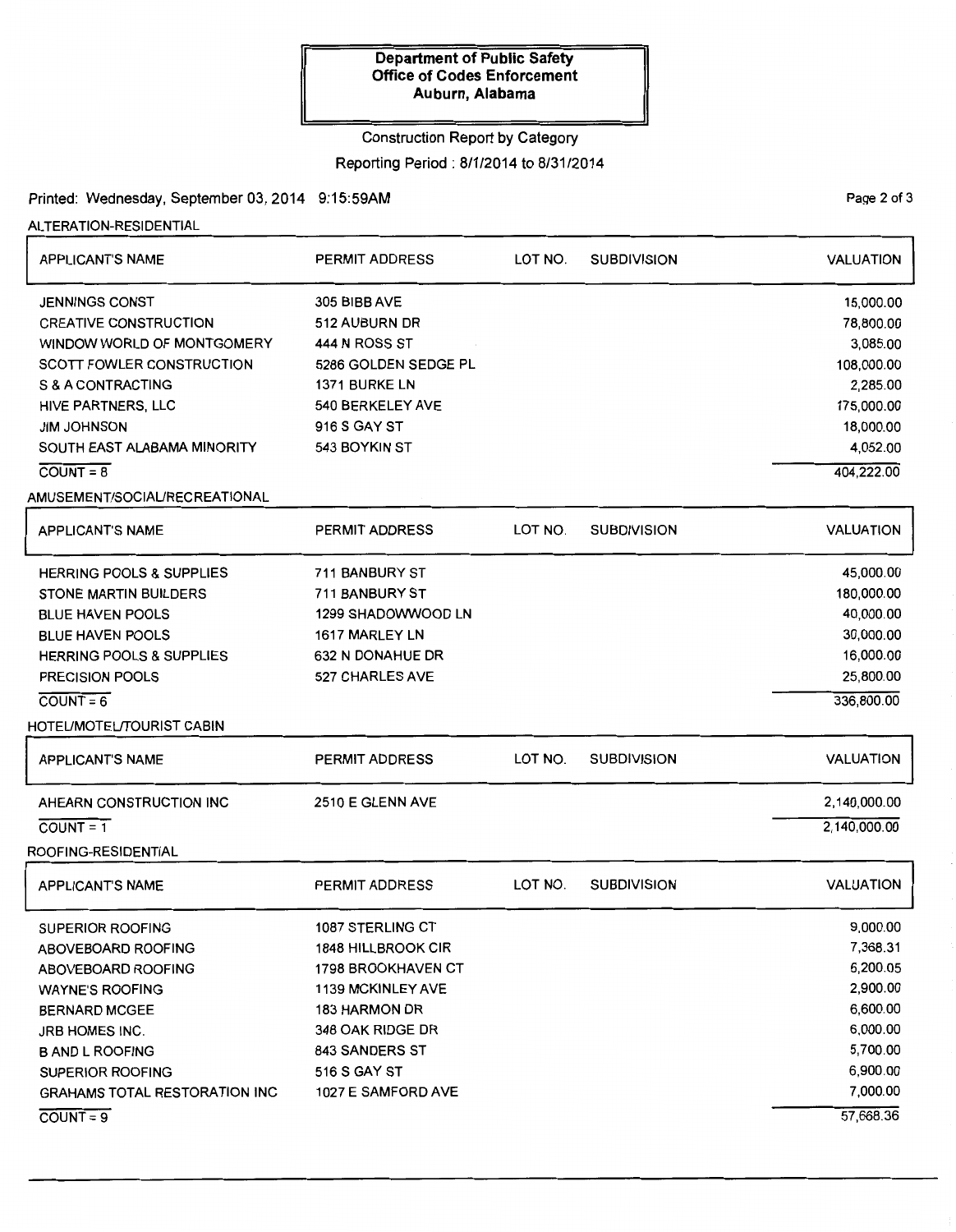**Department of Public Safety**
**Office of Codes Enforcement**
**Auburn, Alabama**

Construction Report by Category

Reporting Period : 8/1/2014 to 8/31/2014

Printed: Wednesday, September 03, 2014 9:15:59AM

## ALTERATION-RESIDENTIAL

| APPLICANT'S NAME | PERMIT ADDRESS | LOT NO. | SUBDIVISION | VALUATION |
|---|---|---|---|---|
| JENNINGS CONST | 305 BIBB AVE | | | 15,000.00 |
| CREATIVE CONSTRUCTION | 512 AUBURN DR | | | 78,800.00 |
| WINDOW WORLD OF MONTGOMERY | 444 N ROSS ST | | | 3,085.00 |
| SCOTT FOWLER CONSTRUCTION | 5286 GOLDEN SEDGE PL | | | 108,000.00 |
| S & A CONTRACTING | 1371 BURKE LN | | | 2,285.00 |
| HIVE PARTNERS, LLC | 540 BERKELEY AVE | | | 175,000.00 |
| JIM JOHNSON | 916 S GAY ST | | | 18,000.00 |
| SOUTH EAST ALABAMA MINORITY | 543 BOYKIN ST | | | 4,052.00 |
| COUNT = 8 | | | | 404,222.00 |

## AMUSEMENT/SOCIAL/RECREATIONAL

| APPLICANT'S NAME | PERMIT ADDRESS | LOT NO. | SUBDIVISION | VALUATION |
|---|---|---|---|---|
| HERRING POOLS & SUPPLIES | 711 BANBURY ST | | | 45,000.00 |
| STONE MARTIN BUILDERS | 711 BANBURY ST | | | 180,000.00 |
| BLUE HAVEN POOLS | 1299 SHADOWWOOD LN | | | 40,000.00 |
| BLUE HAVEN POOLS | 1617 MARLEY LN | | | 30,000.00 |
| HERRING POOLS & SUPPLIES | 632 N DONAHUE DR | | | 16,000.00 |
| PRECISION POOLS | 527 CHARLES AVE | | | 25,800.00 |
| COUNT = 6 | | | | 336,800.00 |

## HOTEL/MOTEL/TOURIST CABIN

| APPLICANT'S NAME | PERMIT ADDRESS | LOT NO. | SUBDIVISION | VALUATION |
|---|---|---|---|---|
| AHEARN CONSTRUCTION INC | 2510 E GLENN AVE | | | 2,140,000.00 |
| COUNT = 1 | | | | 2,140,000.00 |

## ROOFING-RESIDENTIAL

| APPLICANT'S NAME | PERMIT ADDRESS | LOT NO. | SUBDIVISION | VALUATION |
|---|---|---|---|---|
| SUPERIOR ROOFING | 1087 STERLING CT | | | 9,000.00 |
| ABOVEBOARD ROOFING | 1848 HILLBROOK CIR | | | 7,368.31 |
| ABOVEBOARD ROOFING | 1798 BROOKHAVEN CT | | | 6,200.05 |
| WAYNE'S ROOFING | 1139 MCKINLEY AVE | | | 2,900.00 |
| BERNARD MCGEE | 183 HARMON DR | | | 6,600.00 |
| JRB HOMES INC. | 348 OAK RIDGE DR | | | 6,000.00 |
| B AND L ROOFING | 843 SANDERS ST | | | 5,700.00 |
| SUPERIOR ROOFING | 516 S GAY ST | | | 6,900.00 |
| GRAHAMS TOTAL RESTORATION INC | 1027 E SAMFORD AVE | | | 7,000.00 |
| COUNT = 9 | | | | 57,668.36 |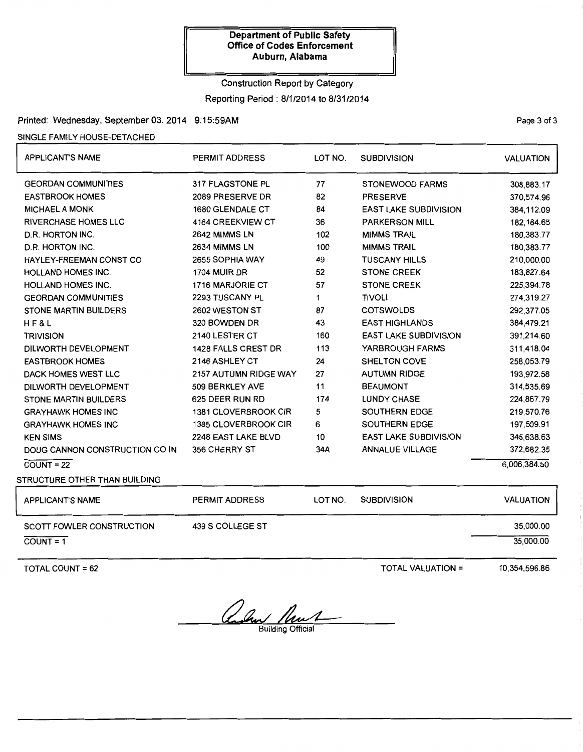**Department of Public Safety**
**Office of Codes Enforcement**
**Auburn, Alabama**

Construction Report by Category

Reporting Period : 8/1/2014 to 8/31/2014

Printed: Wednesday, September 03, 2014 9:15:59AM

SINGLE FAMILY HOUSE-DETACHED

| APPLICANT'S NAME | PERMIT ADDRESS | LOT NO. | SUBDIVISION | VALUATION |
|---|---|---|---|---|
| GEORDAN COMMUNITIES | 317 FLAGSTONE PL | 77 | STONEWOOD FARMS | 308,883.17 |
| EASTBROOK HOMES | 2089 PRESERVE DR | 82 | PRESERVE | 370,574.96 |
| MICHAEL A MONK | 1680 GLENDALE CT | 84 | EAST LAKE SUBDIVISION | 384,112.09 |
| RIVERCHASE HOMES LLC | 4164 CREEKVIEW CT | 36 | PARKERSON MILL | 182,184.65 |
| D.R. HORTON INC. | 2642 MIMMS LN | 102 | MIMMS TRAIL | 180,383.77 |
| D.R. HORTON INC. | 2634 MIMMS LN | 100 | MIMMS TRAIL | 180,383.77 |
| HAYLEY-FREEMAN CONST CO | 2655 SOPHIA WAY | 49 | TUSCANY HILLS | 210,000.00 |
| HOLLAND HOMES INC. | 1704 MUIR DR | 52 | STONE CREEK | 183,827.64 |
| HOLLAND HOMES INC. | 1716 MARJORIE CT | 57 | STONE CREEK | 225,394.78 |
| GEORDAN COMMUNITIES | 2293 TUSCANY PL | 1 | TIVOLI | 274,319.27 |
| STONE MARTIN BUILDERS | 2602 WESTON ST | 87 | COTSWOLDS | 292,377.05 |
| H F & L | 320 BOWDEN DR | 43 | EAST HIGHLANDS | 384,479.21 |
| TRIVISION | 2140 LESTER CT | 160 | EAST LAKE SUBDIVISION | 391,214.60 |
| DILWORTH DEVELOPMENT | 1428 FALLS CREST DR | 113 | YARBROUGH FARMS | 311,418.04 |
| EASTBROOK HOMES | 2146 ASHLEY CT | 24 | SHELTON COVE | 258,053.79 |
| DACK HOMES WEST LLC | 2157 AUTUMN RIDGE WAY | 27 | AUTUMN RIDGE | 193,972.58 |
| DILWORTH DEVELOPMENT | 509 BERKLEY AVE | 11 | BEAUMONT | 314,535.69 |
| STONE MARTIN BUILDERS | 625 DEER RUN RD | 174 | LUNDY CHASE | 224,867.79 |
| GRAYHAWK HOMES INC | 1381 CLOVERBROOK CIR | 5 | SOUTHERN EDGE | 219,570.76 |
| GRAYHAWK HOMES INC | 1385 CLOVERBROOK CIR | 6 | SOUTHERN EDGE | 197,509.91 |
| KEN SIMS | 2248 EAST LAKE BLVD | 10 | EAST LAKE SUBDIVISION | 345,638.63 |
| DOUG CANNON CONSTRUCTION CO IN | 356 CHERRY ST | 34A | ANNALUE VILLAGE | 372,682.35 |
| COUNT = 22 | | | | 6,006,384.50 |

STRUCTURE OTHER THAN BUILDING

| APPLICANT'S NAME | PERMIT ADDRESS | LOT NO. | SUBDIVISION | VALUATION |
|---|---|---|---|---|
| SCOTT FOWLER CONSTRUCTION | 439 S COLLEGE ST | | | 35,000.00 |
| COUNT = 1 | | | | 35,000.00 |

TOTAL COUNT = 62

TOTAL VALUATION = 10,354,596.86

Building Official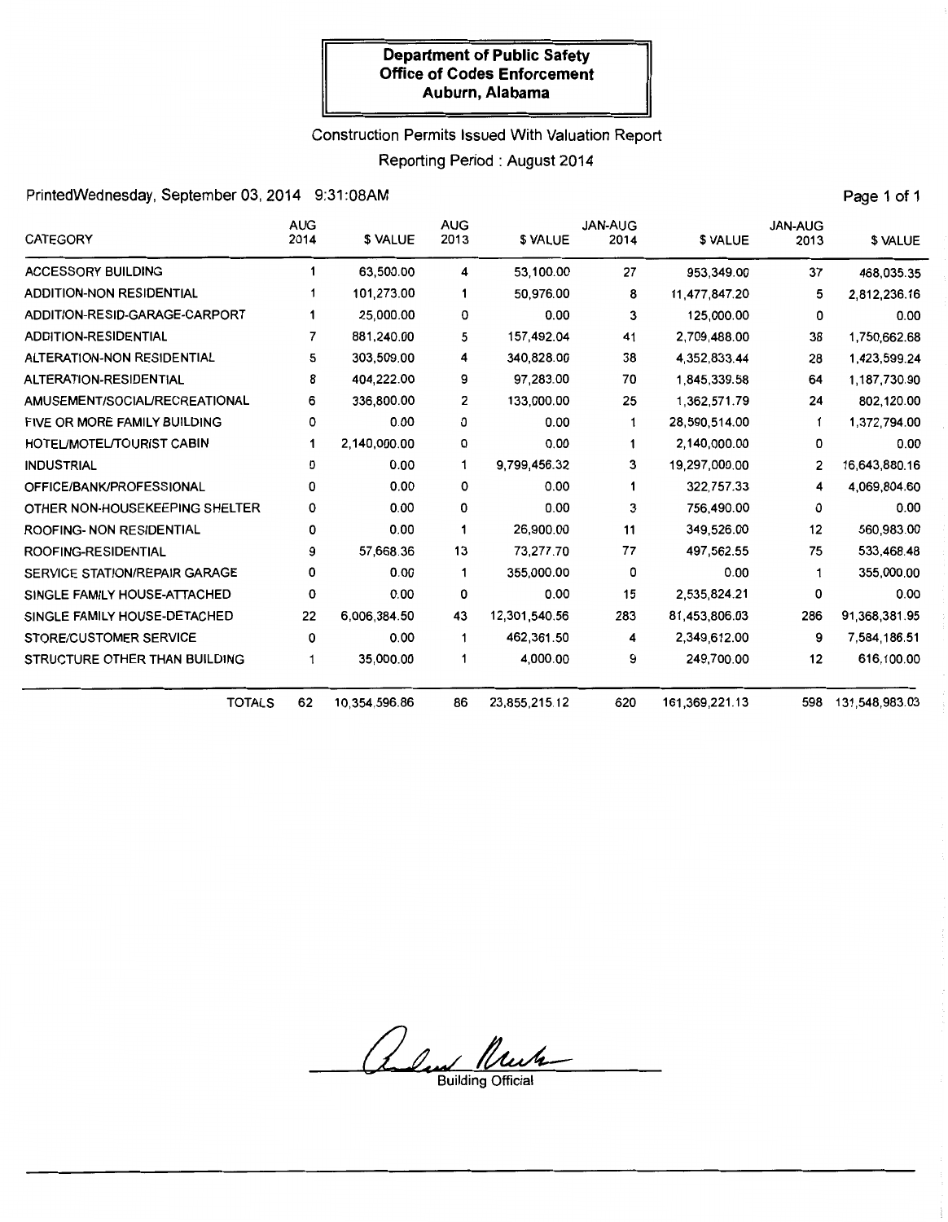**Department of Public Safety**
**Office of Codes Enforcement**
**Auburn, Alabama**

Construction Permits Issued With Valuation Report

Reporting Period : August 2014

PrintedWednesday, September 03, 2014 9:31:08AM

| CATEGORY | AUG 2014 | $ VALUE | AUG 2013 | $ VALUE | JAN-AUG 2014 | $ VALUE | JAN-AUG 2013 | $ VALUE |
|---|---|---|---|---|---|---|---|---|
| ACCESSORY BUILDING | 1 | 63,500.00 | 4 | 53,100.00 | 27 | 953,349.00 | 37 | 468,035.35 |
| ADDITION-NON RESIDENTIAL | 1 | 101,273.00 | 1 | 50,976.00 | 8 | 11,477,847.20 | 5 | 2,812,236.16 |
| ADDITION-RESID-GARAGE-CARPORT | 1 | 25,000.00 | 0 | 0.00 | 3 | 125,000.00 | 0 | 0.00 |
| ADDITION-RESIDENTIAL | 7 | 881,240.00 | 5 | 157,492.04 | 41 | 2,709,488.00 | 38 | 1,750,662.68 |
| ALTERATION-NON RESIDENTIAL | 5 | 303,509.00 | 4 | 340,828.00 | 38 | 4,352,833.44 | 28 | 1,423,599.24 |
| ALTERATION-RESIDENTIAL | 8 | 404,222.00 | 9 | 97,283.00 | 70 | 1,845,339.58 | 64 | 1,187,730.90 |
| AMUSEMENT/SOCIAL/RECREATIONAL | 6 | 336,800.00 | 2 | 133,000.00 | 25 | 1,362,571.79 | 24 | 802,120.00 |
| FIVE OR MORE FAMILY BUILDING | 0 | 0.00 | 0 | 0.00 | 1 | 28,590,514.00 | 1 | 1,372,794.00 |
| HOTEL/MOTEL/TOURIST CABIN | 1 | 2,140,000.00 | 0 | 0.00 | 1 | 2,140,000.00 | 0 | 0.00 |
| INDUSTRIAL | 0 | 0.00 | 1 | 9,799,456.32 | 3 | 19,297,000.00 | 2 | 16,643,880.16 |
| OFFICE/BANK/PROFESSIONAL | 0 | 0.00 | 0 | 0.00 | 1 | 322,757.33 | 4 | 4,069,804.60 |
| OTHER NON-HOUSEKEEPING SHELTER | 0 | 0.00 | 0 | 0.00 | 3 | 756,490.00 | 0 | 0.00 |
| ROOFING- NON RESIDENTIAL | 0 | 0.00 | 1 | 26,900.00 | 11 | 349,526.00 | 12 | 560,983.00 |
| ROOFING-RESIDENTIAL | 9 | 57,668.36 | 13 | 73,277.70 | 77 | 497,562.55 | 75 | 533,468.48 |
| SERVICE STATION/REPAIR GARAGE | 0 | 0.00 | 1 | 355,000.00 | 0 | 0.00 | 1 | 355,000.00 |
| SINGLE FAMILY HOUSE-ATTACHED | 0 | 0.00 | 0 | 0.00 | 15 | 2,535,824.21 | 0 | 0.00 |
| SINGLE FAMILY HOUSE-DETACHED | 22 | 6,006,384.50 | 43 | 12,301,540.56 | 283 | 81,453,806.03 | 286 | 91,368,381.95 |
| STORE/CUSTOMER SERVICE | 0 | 0.00 | 1 | 462,361.50 | 4 | 2,349,612.00 | 9 | 7,584,186.51 |
| STRUCTURE OTHER THAN BUILDING | 1 | 35,000.00 | 1 | 4,000.00 | 9 | 249,700.00 | 12 | 616,100.00 |
| TOTALS | 62 | 10,354,596.86 | 86 | 23,855,215.12 | 620 | 161,369,221.13 | 598 | 131,548,983.03 |

Building Official